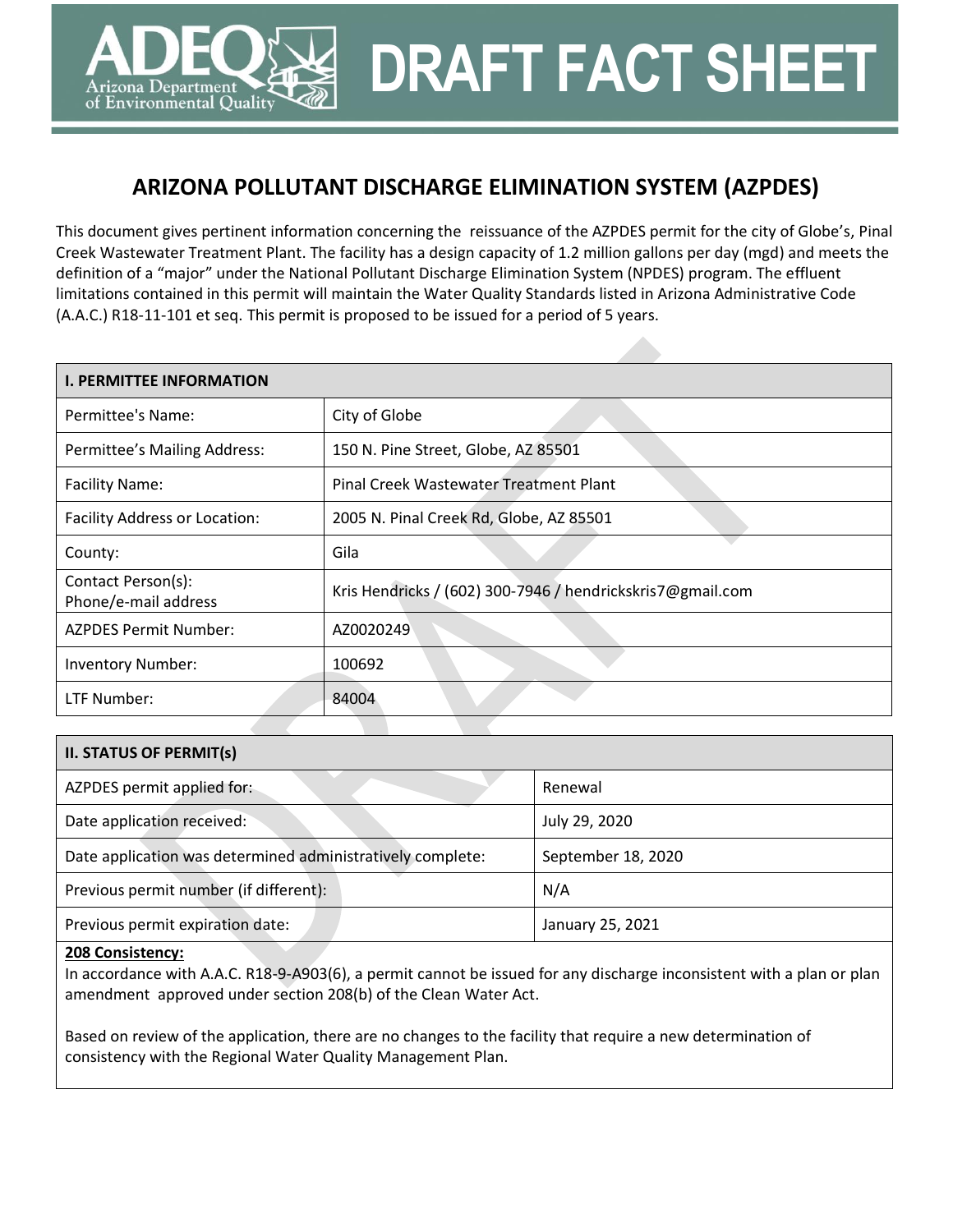# DRAFT FACT SHEET

## ARIZONA POLLUTANT DISCHARGE ELIMINATION SYSTEM (AZPDES)

This document gives pertinent information concerning the reissuance of the AZPDES permit for the city of Globe's, Pinal Creek Wastewater Treatment Plant. The facility has a design capacity of 1.2 million gallons per day (mgd) and meets the definition of a "major" under the National Pollutant Discharge Elimination System (NPDES) program. The effluent limitations contained in this permit will maintain the Water Quality Standards listed in Arizona Administrative Code (A.A.C.) R18-11-101 et seq. This permit is proposed to be issued for a period of 5 years.

| I. PERMITTEE INFORMATION | |
|---|---|
| Permittee's Name: | City of Globe |
| Permittee's Mailing Address: | 150 N. Pine Street, Globe, AZ 85501 |
| Facility Name: | Pinal Creek Wastewater Treatment Plant |
| Facility Address or Location: | 2005 N. Pinal Creek Rd, Globe, AZ 85501 |
| County: | Gila |
| Contact Person(s): Phone/e-mail address | Kris Hendricks / (602) 300-7946 / hendrickskris7@gmail.com |
| AZPDES Permit Number: | AZ0020249 |
| Inventory Number: | 100692 |
| LTF Number: | 84004 |

| II. STATUS OF PERMIT(s) | |
|---|---|
| AZPDES permit applied for: | Renewal |
| Date application received: | July 29, 2020 |
| Date application was determined administratively complete: | September 18, 2020 |
| Previous permit number (if different): | N/A |
| Previous permit expiration date: | January 25, 2021 |

**208 Consistency:**

In accordance with A.A.C. R18-9-A903(6), a permit cannot be issued for any discharge inconsistent with a plan or plan amendment approved under section 208(b) of the Clean Water Act.

Based on review of the application, there are no changes to the facility that require a new determination of consistency with the Regional Water Quality Management Plan.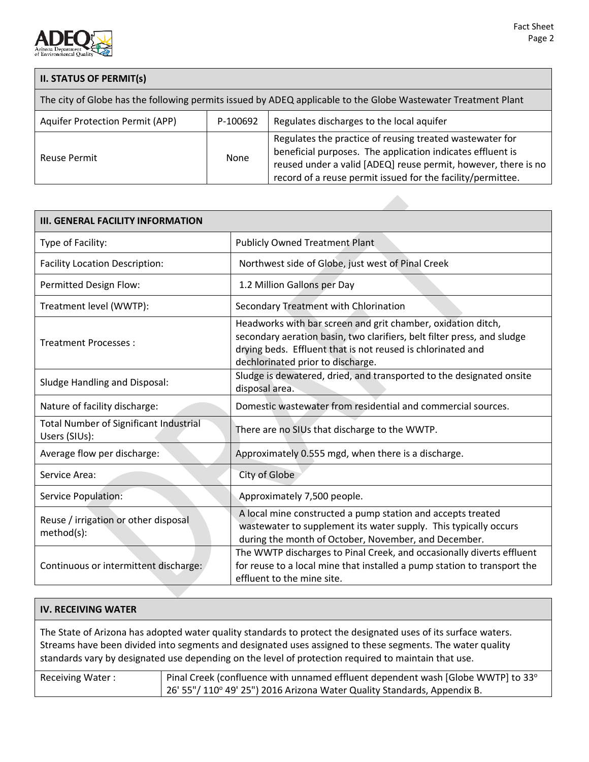## II. STATUS OF PERMIT(s)

The city of Globe has the following permits issued by ADEQ applicable to the Globe Wastewater Treatment Plant

| | | |
|---|---|---|
| Aquifer Protection Permit (APP) | P-100692 | Regulates discharges to the local aquifer |
| Reuse Permit | None | Regulates the practice of reusing treated wastewater for beneficial purposes. The application indicates effluent is reused under a valid [ADEQ] reuse permit, however, there is no record of a reuse permit issued for the facility/permittee. |

## III. GENERAL FACILITY INFORMATION

| | |
|---|---|
| Type of Facility: | Publicly Owned Treatment Plant |
| Facility Location Description: | Northwest side of Globe, just west of Pinal Creek |
| Permitted Design Flow: | 1.2 Million Gallons per Day |
| Treatment level (WWTP): | Secondary Treatment with Chlorination |
| Treatment Processes : | Headworks with bar screen and grit chamber, oxidation ditch, secondary aeration basin, two clarifiers, belt filter press, and sludge drying beds. Effluent that is not reused is chlorinated and dechlorinated prior to discharge. |
| Sludge Handling and Disposal: | Sludge is dewatered, dried, and transported to the designated onsite disposal area. |
| Nature of facility discharge: | Domestic wastewater from residential and commercial sources. |
| Total Number of Significant Industrial Users (SIUs): | There are no SIUs that discharge to the WWTP. |
| Average flow per discharge: | Approximately 0.555 mgd, when there is a discharge. |
| Service Area: | City of Globe |
| Service Population: | Approximately 7,500 people. |
| Reuse / irrigation or other disposal method(s): | A local mine constructed a pump station and accepts treated wastewater to supplement its water supply. This typically occurs during the month of October, November, and December. |
| Continuous or intermittent discharge: | The WWTP discharges to Pinal Creek, and occasionally diverts effluent for reuse to a local mine that installed a pump station to transport the effluent to the mine site. |

## IV. RECEIVING WATER

The State of Arizona has adopted water quality standards to protect the designated uses of its surface waters. Streams have been divided into segments and designated uses assigned to these segments. The water quality standards vary by designated use depending on the level of protection required to maintain that use.

| | |
|---|---|
| Receiving Water : | Pinal Creek (confluence with unnamed effluent dependent wash [Globe WWTP] to 33° 26' 55"/ 110° 49' 25") 2016 Arizona Water Quality Standards, Appendix B. |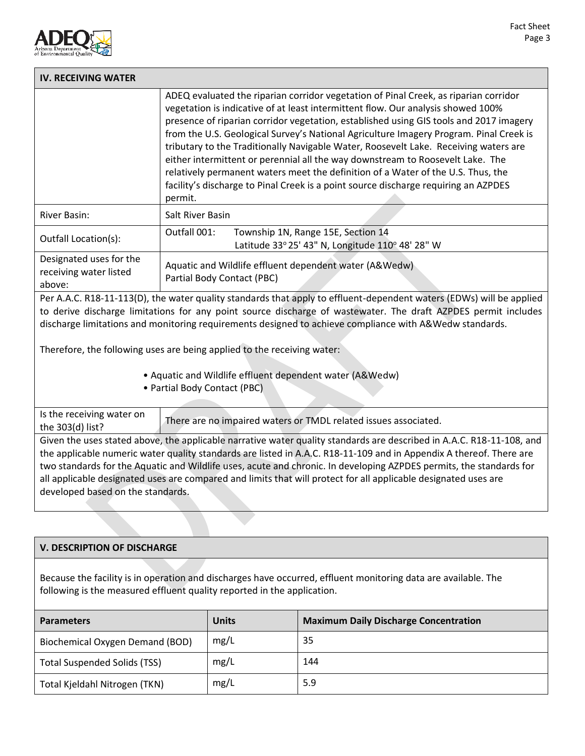## IV. RECEIVING WATER

ADEQ evaluated the riparian corridor vegetation of Pinal Creek, as riparian corridor vegetation is indicative of at least intermittent flow. Our analysis showed 100% presence of riparian corridor vegetation, established using GIS tools and 2017 imagery from the U.S. Geological Survey's National Agriculture Imagery Program. Pinal Creek is tributary to the Traditionally Navigable Water, Roosevelt Lake. Receiving waters are either intermittent or perennial all the way downstream to Roosevelt Lake. The relatively permanent waters meet the definition of a Water of the U.S. Thus, the facility's discharge to Pinal Creek is a point source discharge requiring an AZPDES permit.

| | |
|---|---|
| River Basin: | Salt River Basin |
| Outfall Location(s): | Outfall 001: Township 1N, Range 15E, Section 14<br>Latitude 33° 25' 43" N, Longitude 110° 48' 28" W |
| Designated uses for the receiving water listed above: | Aquatic and Wildlife effluent dependent water (A&Wedw)<br>Partial Body Contact (PBC) |

Per A.A.C. R18-11-113(D), the water quality standards that apply to effluent-dependent waters (EDWs) will be applied to derive discharge limitations for any point source discharge of wastewater. The draft AZPDES permit includes discharge limitations and monitoring requirements designed to achieve compliance with A&Wedw standards.

Therefore, the following uses are being applied to the receiving water:

- Aquatic and Wildlife effluent dependent water (A&Wedw)
- Partial Body Contact (PBC)

| | |
|---|---|
| Is the receiving water on the 303(d) list? | There are no impaired waters or TMDL related issues associated. |

Given the uses stated above, the applicable narrative water quality standards are described in A.A.C. R18-11-108, and the applicable numeric water quality standards are listed in A.A.C. R18-11-109 and in Appendix A thereof. There are two standards for the Aquatic and Wildlife uses, acute and chronic. In developing AZPDES permits, the standards for all applicable designated uses are compared and limits that will protect for all applicable designated uses are developed based on the standards.

## V. DESCRIPTION OF DISCHARGE

Because the facility is in operation and discharges have occurred, effluent monitoring data are available. The following is the measured effluent quality reported in the application.

| Parameters | Units | Maximum Daily Discharge Concentration |
|---|---|---|
| Biochemical Oxygen Demand (BOD) | mg/L | 35 |
| Total Suspended Solids (TSS) | mg/L | 144 |
| Total Kjeldahl Nitrogen (TKN) | mg/L | 5.9 |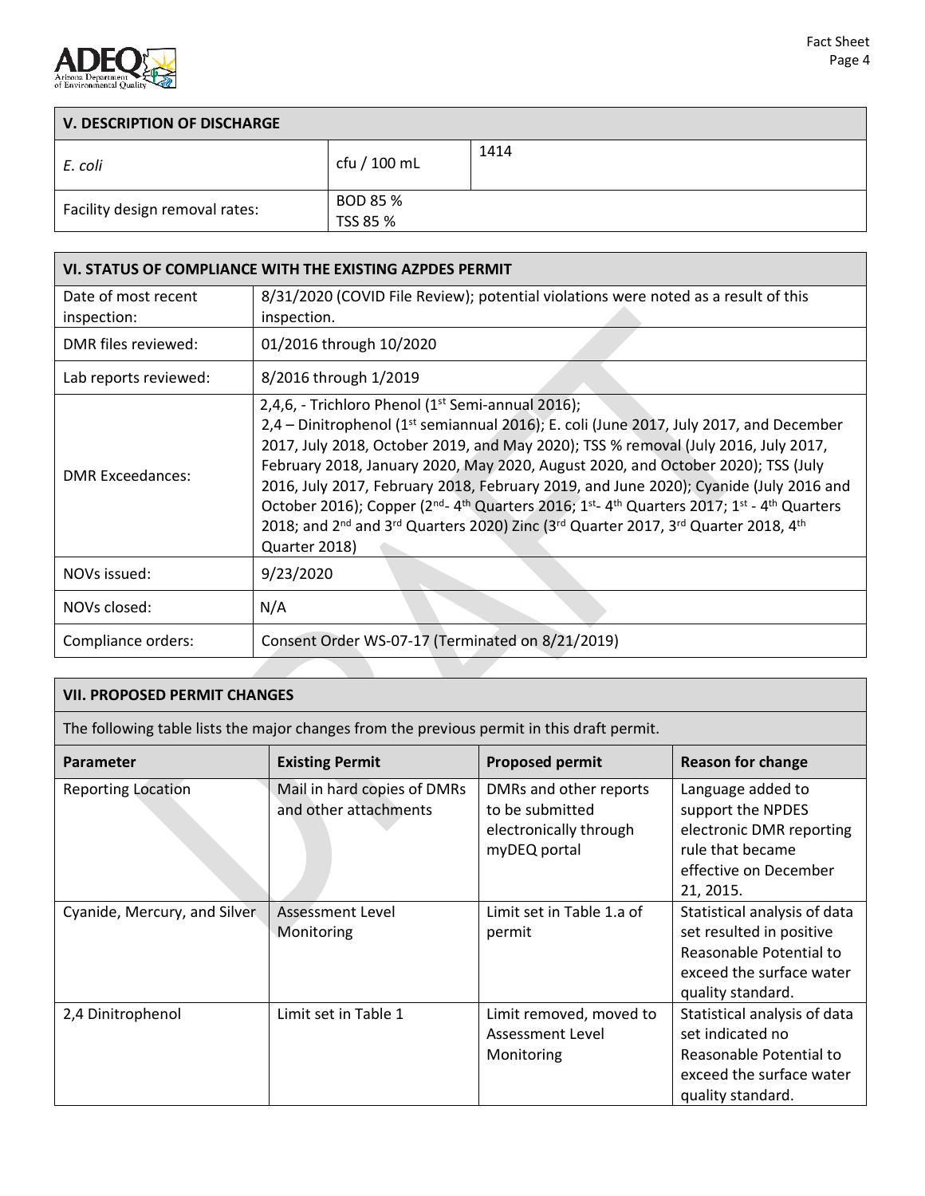| V. DESCRIPTION OF DISCHARGE | | |
|---|---|---|
| *E. coli* | cfu / 100 mL | 1414 |
| Facility design removal rates: | BOD 85 %<br>TSS 85 % | |

| VI. STATUS OF COMPLIANCE WITH THE EXISTING AZPDES PERMIT | |
|---|---|
| Date of most recent inspection: | 8/31/2020 (COVID File Review); potential violations were noted as a result of this inspection. |
| DMR files reviewed: | 01/2016 through 10/2020 |
| Lab reports reviewed: | 8/2016 through 1/2019 |
| DMR Exceedances: | 2,4,6, - Trichloro Phenol (1st Semi-annual 2016); 2,4 – Dinitrophenol (1st semiannual 2016); E. coli (June 2017, July 2017, and December 2017, July 2018, October 2019, and May 2020); TSS % removal (July 2016, July 2017, February 2018, January 2020, May 2020, August 2020, and October 2020); TSS (July 2016, July 2017, February 2018, February 2019, and June 2020); Cyanide (July 2016 and October 2016); Copper (2nd- 4th Quarters 2016; 1st- 4th Quarters 2017; 1st - 4th Quarters 2018; and 2nd and 3rd Quarters 2020) Zinc (3rd Quarter 2017, 3rd Quarter 2018, 4th Quarter 2018) |
| NOVs issued: | 9/23/2020 |
| NOVs closed: | N/A |
| Compliance orders: | Consent Order WS-07-17 (Terminated on 8/21/2019) |

**VII. PROPOSED PERMIT CHANGES**

The following table lists the major changes from the previous permit in this draft permit.

| Parameter | Existing Permit | Proposed permit | Reason for change |
|---|---|---|---|
| Reporting Location | Mail in hard copies of DMRs and other attachments | DMRs and other reports to be submitted electronically through myDEQ portal | Language added to support the NPDES electronic DMR reporting rule that became effective on December 21, 2015. |
| Cyanide, Mercury, and Silver | Assessment Level Monitoring | Limit set in Table 1.a of permit | Statistical analysis of data set resulted in positive Reasonable Potential to exceed the surface water quality standard. |
| 2,4 Dinitrophenol | Limit set in Table 1 | Limit removed, moved to Assessment Level Monitoring | Statistical analysis of data set indicated no Reasonable Potential to exceed the surface water quality standard. |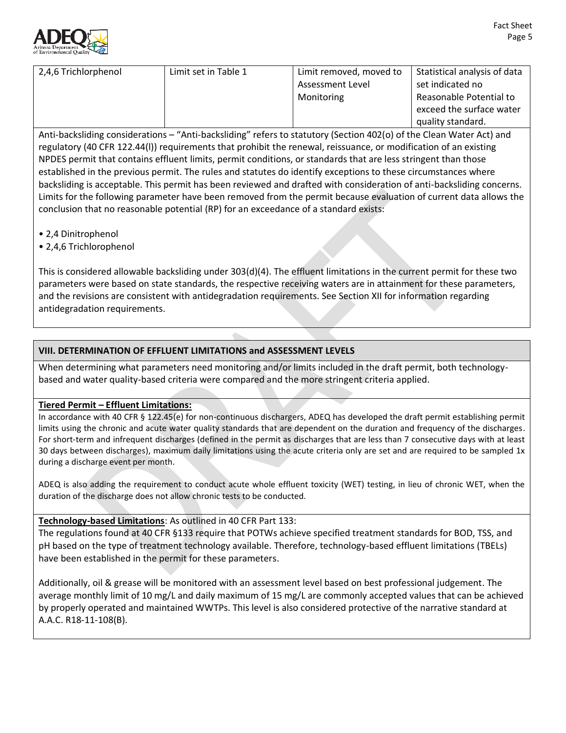| | | | |
|---|---|---|---|
| 2,4,6 Trichlorphenol | Limit set in Table 1 | Limit removed, moved to Assessment Level Monitoring | Statistical analysis of data set indicated no Reasonable Potential to exceed the surface water quality standard. |

Anti-backsliding considerations – "Anti-backsliding" refers to statutory (Section 402(o) of the Clean Water Act) and regulatory (40 CFR 122.44(l)) requirements that prohibit the renewal, reissuance, or modification of an existing NPDES permit that contains effluent limits, permit conditions, or standards that are less stringent than those established in the previous permit. The rules and statutes do identify exceptions to these circumstances where backsliding is acceptable. This permit has been reviewed and drafted with consideration of anti-backsliding concerns. Limits for the following parameter have been removed from the permit because evaluation of current data allows the conclusion that no reasonable potential (RP) for an exceedance of a standard exists:

- 2,4 Dinitrophenol
- 2,4,6 Trichlorophenol

This is considered allowable backsliding under 303(d)(4). The effluent limitations in the current permit for these two parameters were based on state standards, the respective receiving waters are in attainment for these parameters, and the revisions are consistent with antidegradation requirements. See Section XII for information regarding antidegradation requirements.

## VIII. DETERMINATION OF EFFLUENT LIMITATIONS and ASSESSMENT LEVELS

When determining what parameters need monitoring and/or limits included in the draft permit, both technology-based and water quality-based criteria were compared and the more stringent criteria applied.

**Tiered Permit – Effluent Limitations:**

In accordance with 40 CFR § 122.45(e) for non-continuous dischargers, ADEQ has developed the draft permit establishing permit limits using the chronic and acute water quality standards that are dependent on the duration and frequency of the discharges. For short-term and infrequent discharges (defined in the permit as discharges that are less than 7 consecutive days with at least 30 days between discharges), maximum daily limitations using the acute criteria only are set and are required to be sampled 1x during a discharge event per month.

ADEQ is also adding the requirement to conduct acute whole effluent toxicity (WET) testing, in lieu of chronic WET, when the duration of the discharge does not allow chronic tests to be conducted.

**Technology-based Limitations**: As outlined in 40 CFR Part 133:

The regulations found at 40 CFR §133 require that POTWs achieve specified treatment standards for BOD, TSS, and pH based on the type of treatment technology available. Therefore, technology-based effluent limitations (TBELs) have been established in the permit for these parameters.

Additionally, oil & grease will be monitored with an assessment level based on best professional judgement. The average monthly limit of 10 mg/L and daily maximum of 15 mg/L are commonly accepted values that can be achieved by properly operated and maintained WWTPs. This level is also considered protective of the narrative standard at A.A.C. R18-11-108(B).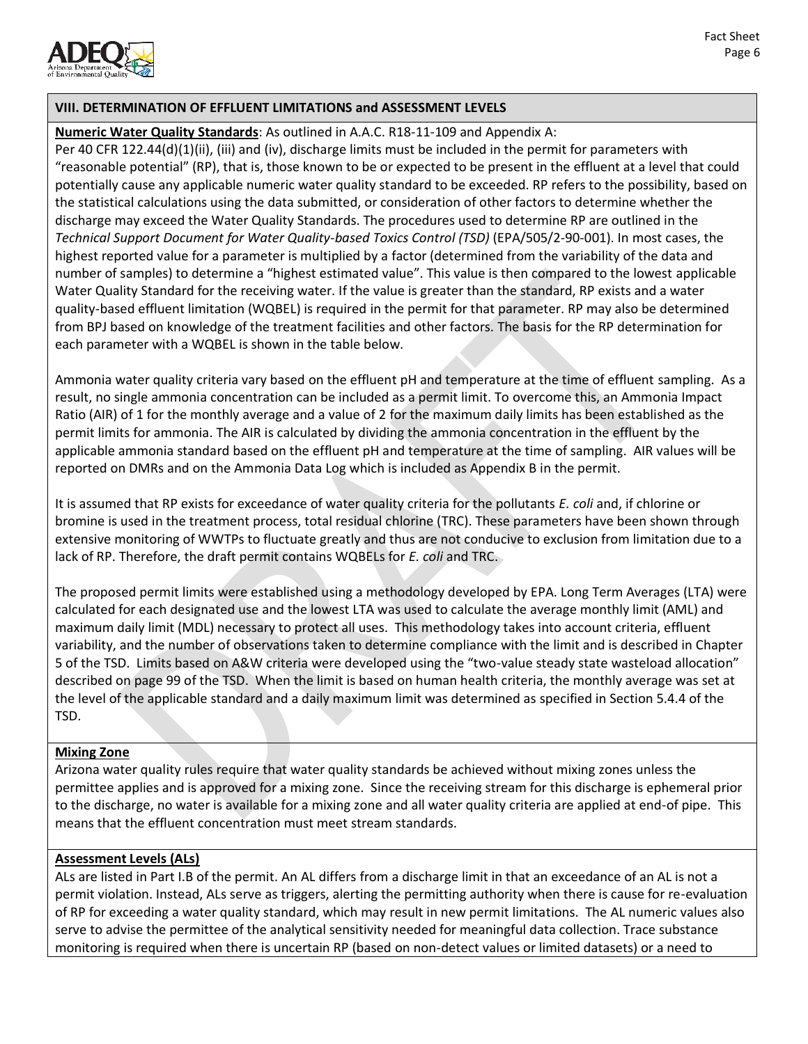## VIII. DETERMINATION OF EFFLUENT LIMITATIONS and ASSESSMENT LEVELS

**Numeric Water Quality Standards**: As outlined in A.A.C. R18-11-109 and Appendix A:
Per 40 CFR 122.44(d)(1)(ii), (iii) and (iv), discharge limits must be included in the permit for parameters with "reasonable potential" (RP), that is, those known to be or expected to be present in the effluent at a level that could potentially cause any applicable numeric water quality standard to be exceeded. RP refers to the possibility, based on the statistical calculations using the data submitted, or consideration of other factors to determine whether the discharge may exceed the Water Quality Standards. The procedures used to determine RP are outlined in the *Technical Support Document for Water Quality-based Toxics Control (TSD)* (EPA/505/2-90-001). In most cases, the highest reported value for a parameter is multiplied by a factor (determined from the variability of the data and number of samples) to determine a "highest estimated value". This value is then compared to the lowest applicable Water Quality Standard for the receiving water. If the value is greater than the standard, RP exists and a water quality-based effluent limitation (WQBEL) is required in the permit for that parameter. RP may also be determined from BPJ based on knowledge of the treatment facilities and other factors. The basis for the RP determination for each parameter with a WQBEL is shown in the table below.

Ammonia water quality criteria vary based on the effluent pH and temperature at the time of effluent sampling. As a result, no single ammonia concentration can be included as a permit limit. To overcome this, an Ammonia Impact Ratio (AIR) of 1 for the monthly average and a value of 2 for the maximum daily limits has been established as the permit limits for ammonia. The AIR is calculated by dividing the ammonia concentration in the effluent by the applicable ammonia standard based on the effluent pH and temperature at the time of sampling. AIR values will be reported on DMRs and on the Ammonia Data Log which is included as Appendix B in the permit.

It is assumed that RP exists for exceedance of water quality criteria for the pollutants *E. coli* and, if chlorine or bromine is used in the treatment process, total residual chlorine (TRC). These parameters have been shown through extensive monitoring of WWTPs to fluctuate greatly and thus are not conducive to exclusion from limitation due to a lack of RP. Therefore, the draft permit contains WQBELs for *E. coli* and TRC.

The proposed permit limits were established using a methodology developed by EPA. Long Term Averages (LTA) were calculated for each designated use and the lowest LTA was used to calculate the average monthly limit (AML) and maximum daily limit (MDL) necessary to protect all uses. This methodology takes into account criteria, effluent variability, and the number of observations taken to determine compliance with the limit and is described in Chapter 5 of the TSD. Limits based on A&W criteria were developed using the "two-value steady state wasteload allocation" described on page 99 of the TSD. When the limit is based on human health criteria, the monthly average was set at the level of the applicable standard and a daily maximum limit was determined as specified in Section 5.4.4 of the TSD.

**Mixing Zone**

Arizona water quality rules require that water quality standards be achieved without mixing zones unless the permittee applies and is approved for a mixing zone. Since the receiving stream for this discharge is ephemeral prior to the discharge, no water is available for a mixing zone and all water quality criteria are applied at end-of pipe. This means that the effluent concentration must meet stream standards.

**Assessment Levels (ALs)**

ALs are listed in Part I.B of the permit. An AL differs from a discharge limit in that an exceedance of an AL is not a permit violation. Instead, ALs serve as triggers, alerting the permitting authority when there is cause for re-evaluation of RP for exceeding a water quality standard, which may result in new permit limitations. The AL numeric values also serve to advise the permittee of the analytical sensitivity needed for meaningful data collection. Trace substance monitoring is required when there is uncertain RP (based on non-detect values or limited datasets) or a need to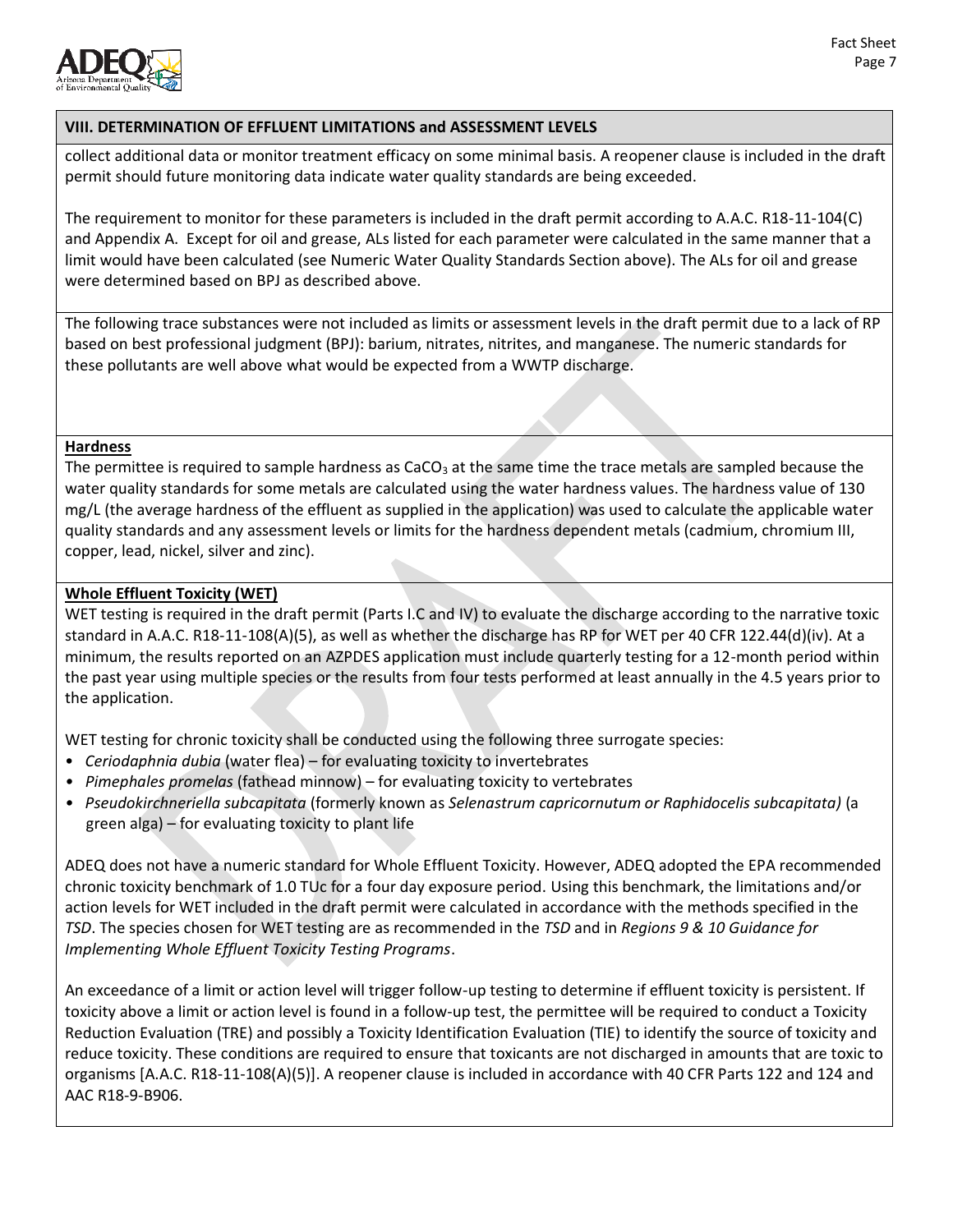## VIII. DETERMINATION OF EFFLUENT LIMITATIONS and ASSESSMENT LEVELS

collect additional data or monitor treatment efficacy on some minimal basis. A reopener clause is included in the draft permit should future monitoring data indicate water quality standards are being exceeded.

The requirement to monitor for these parameters is included in the draft permit according to A.A.C. R18-11-104(C) and Appendix A. Except for oil and grease, ALs listed for each parameter were calculated in the same manner that a limit would have been calculated (see Numeric Water Quality Standards Section above). The ALs for oil and grease were determined based on BPJ as described above.

The following trace substances were not included as limits or assessment levels in the draft permit due to a lack of RP based on best professional judgment (BPJ): barium, nitrates, nitrites, and manganese. The numeric standards for these pollutants are well above what would be expected from a WWTP discharge.

**Hardness**

The permittee is required to sample hardness as $CaCO_3$ at the same time the trace metals are sampled because the water quality standards for some metals are calculated using the water hardness values. The hardness value of 130 mg/L (the average hardness of the effluent as supplied in the application) was used to calculate the applicable water quality standards and any assessment levels or limits for the hardness dependent metals (cadmium, chromium III, copper, lead, nickel, silver and zinc).

**Whole Effluent Toxicity (WET)**

WET testing is required in the draft permit (Parts I.C and IV) to evaluate the discharge according to the narrative toxic standard in A.A.C. R18-11-108(A)(5), as well as whether the discharge has RP for WET per 40 CFR 122.44(d)(iv). At a minimum, the results reported on an AZPDES application must include quarterly testing for a 12-month period within the past year using multiple species or the results from four tests performed at least annually in the 4.5 years prior to the application.

WET testing for chronic toxicity shall be conducted using the following three surrogate species:

- *Ceriodaphnia dubia* (water flea) – for evaluating toxicity to invertebrates
- *Pimephales promelas* (fathead minnow) – for evaluating toxicity to vertebrates
- *Pseudokirchneriella subcapitata* (formerly known as *Selenastrum capricornutum or Raphidocelis subcapitata)* (a green alga) – for evaluating toxicity to plant life

ADEQ does not have a numeric standard for Whole Effluent Toxicity. However, ADEQ adopted the EPA recommended chronic toxicity benchmark of 1.0 TUc for a four day exposure period. Using this benchmark, the limitations and/or action levels for WET included in the draft permit were calculated in accordance with the methods specified in the *TSD*. The species chosen for WET testing are as recommended in the *TSD* and in *Regions 9 & 10 Guidance for Implementing Whole Effluent Toxicity Testing Programs*.

An exceedance of a limit or action level will trigger follow-up testing to determine if effluent toxicity is persistent. If toxicity above a limit or action level is found in a follow-up test, the permittee will be required to conduct a Toxicity Reduction Evaluation (TRE) and possibly a Toxicity Identification Evaluation (TIE) to identify the source of toxicity and reduce toxicity. These conditions are required to ensure that toxicants are not discharged in amounts that are toxic to organisms [A.A.C. R18-11-108(A)(5)]. A reopener clause is included in accordance with 40 CFR Parts 122 and 124 and AAC R18-9-B906.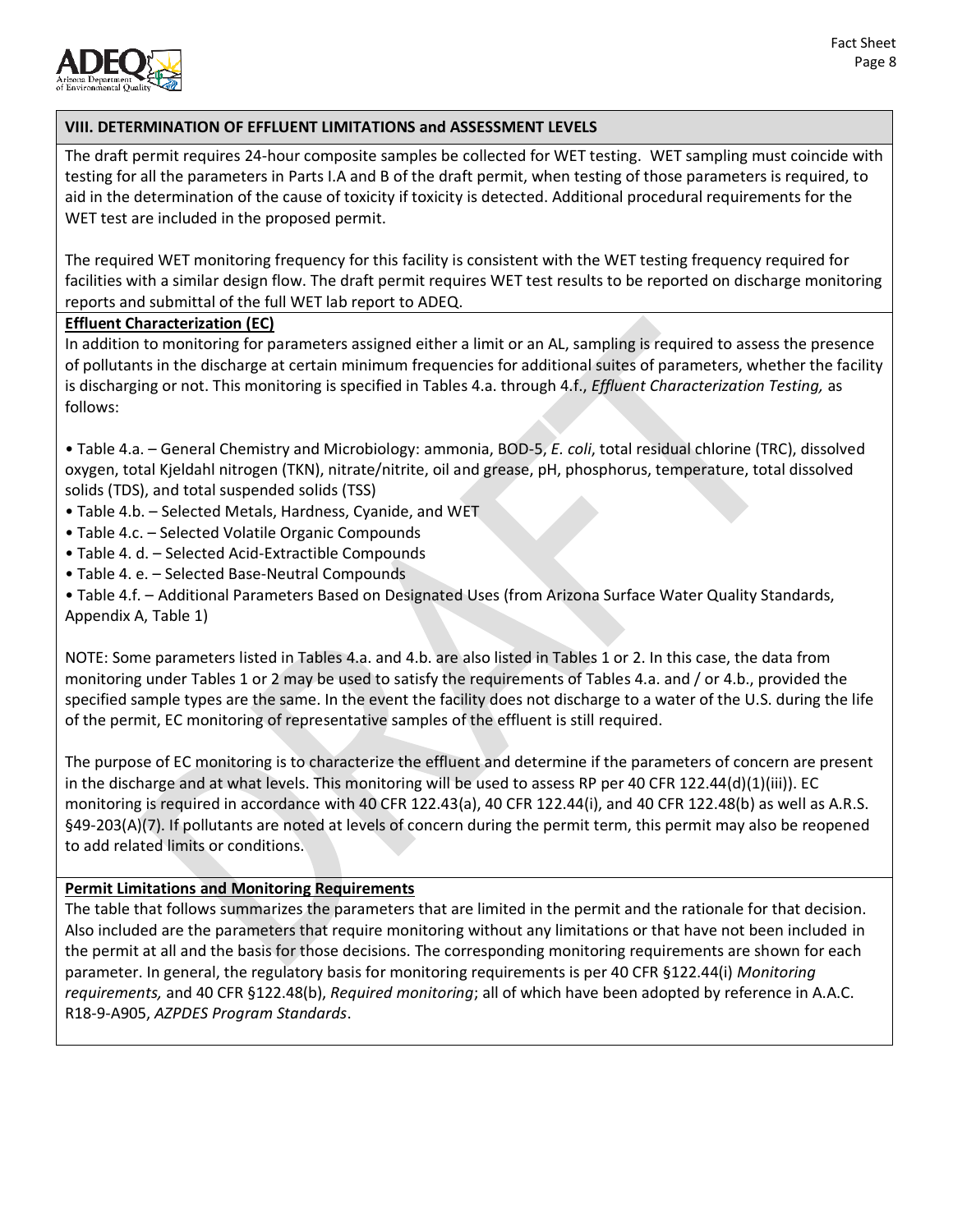## VIII. DETERMINATION OF EFFLUENT LIMITATIONS and ASSESSMENT LEVELS

The draft permit requires 24-hour composite samples be collected for WET testing. WET sampling must coincide with testing for all the parameters in Parts I.A and B of the draft permit, when testing of those parameters is required, to aid in the determination of the cause of toxicity if toxicity is detected. Additional procedural requirements for the WET test are included in the proposed permit.

The required WET monitoring frequency for this facility is consistent with the WET testing frequency required for facilities with a similar design flow. The draft permit requires WET test results to be reported on discharge monitoring reports and submittal of the full WET lab report to ADEQ.

**Effluent Characterization (EC)**

In addition to monitoring for parameters assigned either a limit or an AL, sampling is required to assess the presence of pollutants in the discharge at certain minimum frequencies for additional suites of parameters, whether the facility is discharging or not. This monitoring is specified in Tables 4.a. through 4.f., *Effluent Characterization Testing,* as follows:

- Table 4.a. – General Chemistry and Microbiology: ammonia, BOD-5, *E. coli*, total residual chlorine (TRC), dissolved oxygen, total Kjeldahl nitrogen (TKN), nitrate/nitrite, oil and grease, pH, phosphorus, temperature, total dissolved solids (TDS), and total suspended solids (TSS)
- Table 4.b. – Selected Metals, Hardness, Cyanide, and WET
- Table 4.c. – Selected Volatile Organic Compounds
- Table 4. d. – Selected Acid-Extractible Compounds
- Table 4. e. – Selected Base-Neutral Compounds
- Table 4.f. – Additional Parameters Based on Designated Uses (from Arizona Surface Water Quality Standards, Appendix A, Table 1)

NOTE: Some parameters listed in Tables 4.a. and 4.b. are also listed in Tables 1 or 2. In this case, the data from monitoring under Tables 1 or 2 may be used to satisfy the requirements of Tables 4.a. and / or 4.b., provided the specified sample types are the same. In the event the facility does not discharge to a water of the U.S. during the life of the permit, EC monitoring of representative samples of the effluent is still required.

The purpose of EC monitoring is to characterize the effluent and determine if the parameters of concern are present in the discharge and at what levels. This monitoring will be used to assess RP per 40 CFR 122.44(d)(1)(iii)). EC monitoring is required in accordance with 40 CFR 122.43(a), 40 CFR 122.44(i), and 40 CFR 122.48(b) as well as A.R.S. §49-203(A)(7). If pollutants are noted at levels of concern during the permit term, this permit may also be reopened to add related limits or conditions.

**Permit Limitations and Monitoring Requirements**

The table that follows summarizes the parameters that are limited in the permit and the rationale for that decision. Also included are the parameters that require monitoring without any limitations or that have not been included in the permit at all and the basis for those decisions. The corresponding monitoring requirements are shown for each parameter. In general, the regulatory basis for monitoring requirements is per 40 CFR §122.44(i) *Monitoring requirements,* and 40 CFR §122.48(b), *Required monitoring*; all of which have been adopted by reference in A.A.C. R18-9-A905, *AZPDES Program Standards*.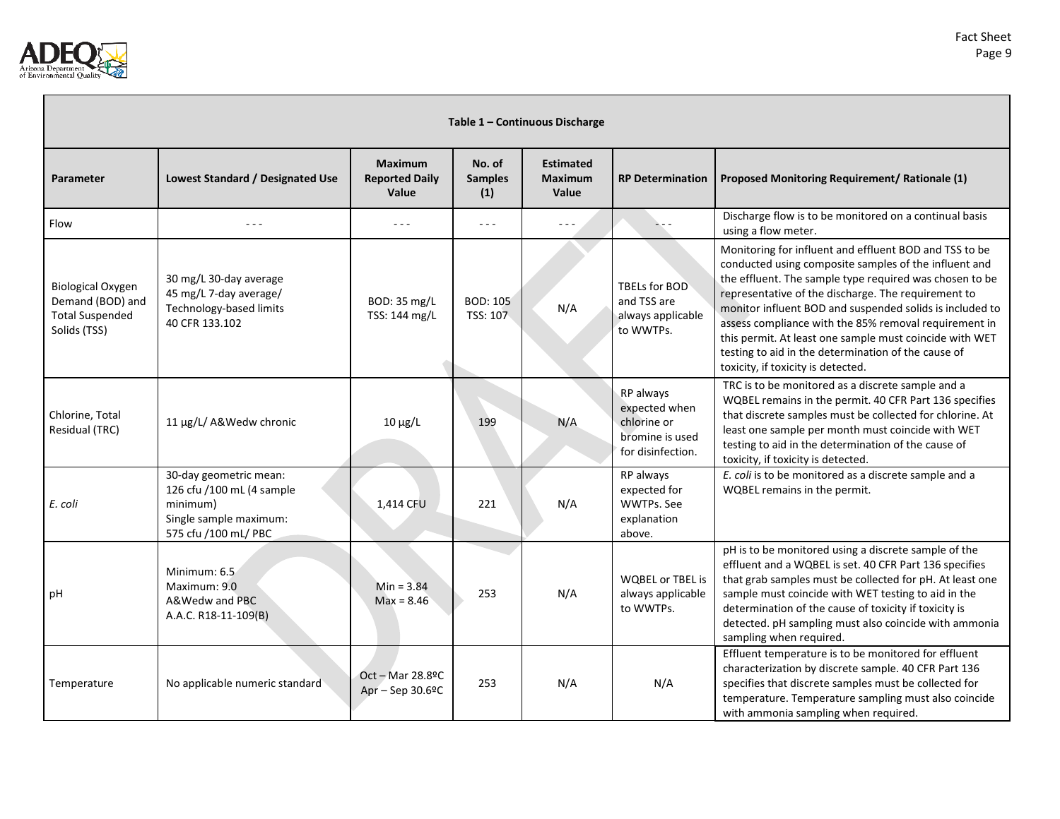| Table 1 – Continuous Discharge | | | | | | |
|---|---|---|---|---|---|---|
| **Parameter** | **Lowest Standard / Designated Use** | **Maximum Reported Daily Value** | **No. of Samples (1)** | **Estimated Maximum Value** | **RP Determination** | **Proposed Monitoring Requirement/ Rationale (1)** |
| Flow | - - - | - - - | - - - | - - - | - - - | Discharge flow is to be monitored on a continual basis using a flow meter. |
| Biological Oxygen Demand (BOD) and Total Suspended Solids (TSS) | 30 mg/L 30-day average<br>45 mg/L 7-day average/<br>Technology-based limits<br>40 CFR 133.102 | BOD: 35 mg/L<br>TSS: 144 mg/L | BOD: 105<br>TSS: 107 | N/A | TBELs for BOD and TSS are always applicable to WWTPs. | Monitoring for influent and effluent BOD and TSS to be conducted using composite samples of the influent and the effluent. The sample type required was chosen to be representative of the discharge. The requirement to monitor influent BOD and suspended solids is included to assess compliance with the 85% removal requirement in this permit. At least one sample must coincide with WET testing to aid in the determination of the cause of toxicity, if toxicity is detected. |
| Chlorine, Total Residual (TRC) | 11 µg/L/ A&Wedw chronic | 10 µg/L | 199 | N/A | RP always expected when chlorine or bromine is used for disinfection. | TRC is to be monitored as a discrete sample and a WQBEL remains in the permit. 40 CFR Part 136 specifies that discrete samples must be collected for chlorine. At least one sample per month must coincide with WET testing to aid in the determination of the cause of toxicity, if toxicity is detected. |
| *E. coli* | 30-day geometric mean:<br>126 cfu /100 mL (4 sample minimum)<br>Single sample maximum:<br>575 cfu /100 mL/ PBC | 1,414 CFU | 221 | N/A | RP always expected for WWTPs. See explanation above. | *E. coli* is to be monitored as a discrete sample and a WQBEL remains in the permit. |
| pH | Minimum: 6.5<br>Maximum: 9.0<br>A&Wedw and PBC<br>A.A.C. R18-11-109(B) | Min = 3.84<br>Max = 8.46 | 253 | N/A | WQBEL or TBEL is always applicable to WWTPs. | pH is to be monitored using a discrete sample of the effluent and a WQBEL is set. 40 CFR Part 136 specifies that grab samples must be collected for pH. At least one sample must coincide with WET testing to aid in the determination of the cause of toxicity if toxicity is detected. pH sampling must also coincide with ammonia sampling when required. |
| Temperature | No applicable numeric standard | Oct – Mar 28.8ºC<br>Apr – Sep 30.6ºC | 253 | N/A | N/A | Effluent temperature is to be monitored for effluent characterization by discrete sample. 40 CFR Part 136 specifies that discrete samples must be collected for temperature. Temperature sampling must also coincide with ammonia sampling when required. |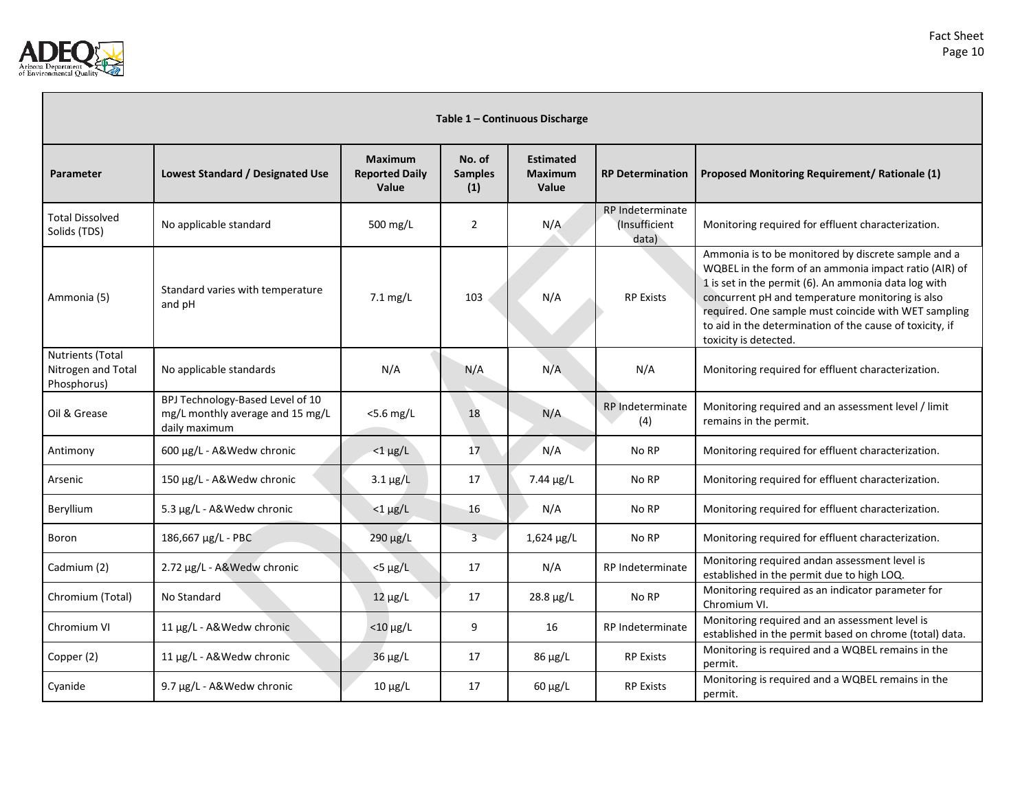| Table 1 – Continuous Discharge | | | | | | |
|---|---|---|---|---|---|---|
| **Parameter** | **Lowest Standard / Designated Use** | **Maximum Reported Daily Value** | **No. of Samples (1)** | **Estimated Maximum Value** | **RP Determination** | **Proposed Monitoring Requirement/ Rationale (1)** |
| Total Dissolved Solids (TDS) | No applicable standard | 500 mg/L | 2 | N/A | RP Indeterminate (Insufficient data) | Monitoring required for effluent characterization. |
| Ammonia (5) | Standard varies with temperature and pH | 7.1 mg/L | 103 | N/A | RP Exists | Ammonia is to be monitored by discrete sample and a WQBEL in the form of an ammonia impact ratio (AIR) of 1 is set in the permit (6). An ammonia data log with concurrent pH and temperature monitoring is also required. One sample must coincide with WET sampling to aid in the determination of the cause of toxicity, if toxicity is detected. |
| Nutrients (Total Nitrogen and Total Phosphorus) | No applicable standards | N/A | N/A | N/A | N/A | Monitoring required for effluent characterization. |
| Oil & Grease | BPJ Technology-Based Level of 10 mg/L monthly average and 15 mg/L daily maximum | <5.6 mg/L | 18 | N/A | RP Indeterminate (4) | Monitoring required and an assessment level / limit remains in the permit. |
| Antimony | 600 µg/L - A&Wedw chronic | <1 µg/L | 17 | N/A | No RP | Monitoring required for effluent characterization. |
| Arsenic | 150 µg/L - A&Wedw chronic | 3.1 µg/L | 17 | 7.44 µg/L | No RP | Monitoring required for effluent characterization. |
| Beryllium | 5.3 µg/L - A&Wedw chronic | <1 µg/L | 16 | N/A | No RP | Monitoring required for effluent characterization. |
| Boron | 186,667 µg/L - PBC | 290 µg/L | 3 | 1,624 µg/L | No RP | Monitoring required for effluent characterization. |
| Cadmium (2) | 2.72 µg/L - A&Wedw chronic | <5 µg/L | 17 | N/A | RP Indeterminate | Monitoring required andan assessment level is established in the permit due to high LOQ. |
| Chromium (Total) | No Standard | 12 µg/L | 17 | 28.8 µg/L | No RP | Monitoring required as an indicator parameter for Chromium VI. |
| Chromium VI | 11 µg/L - A&Wedw chronic | <10 µg/L | 9 | 16 | RP Indeterminate | Monitoring required and an assessment level is established in the permit based on chrome (total) data. |
| Copper (2) | 11 µg/L - A&Wedw chronic | 36 µg/L | 17 | 86 µg/L | RP Exists | Monitoring is required and a WQBEL remains in the permit. |
| Cyanide | 9.7 µg/L - A&Wedw chronic | 10 µg/L | 17 | 60 µg/L | RP Exists | Monitoring is required and a WQBEL remains in the permit. |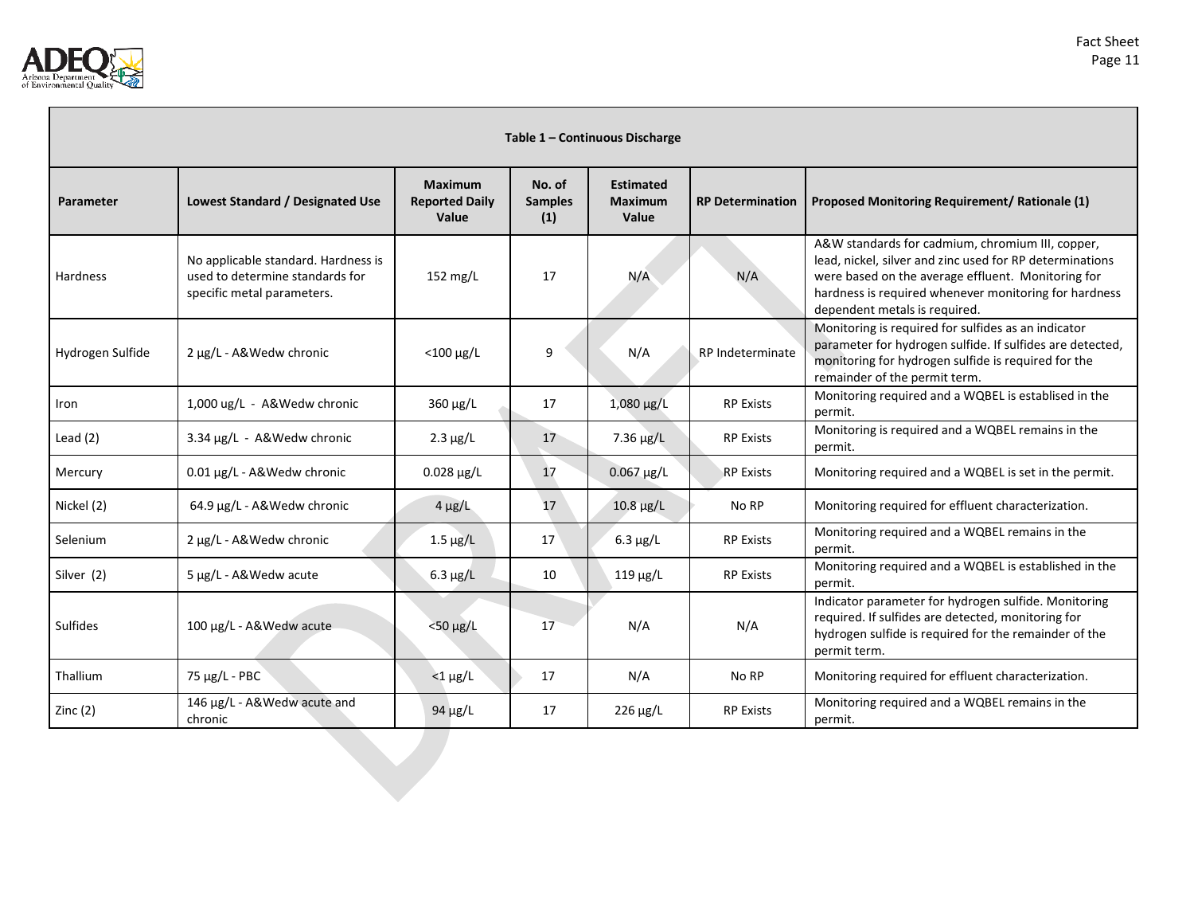| Table 1 – Continuous Discharge | | | | | | |
|---|---|---|---|---|---|---|
| **Parameter** | **Lowest Standard / Designated Use** | **Maximum Reported Daily Value** | **No. of Samples (1)** | **Estimated Maximum Value** | **RP Determination** | **Proposed Monitoring Requirement/ Rationale (1)** |
| Hardness | No applicable standard. Hardness is used to determine standards for specific metal parameters. | 152 mg/L | 17 | N/A | N/A | A&W standards for cadmium, chromium III, copper, lead, nickel, silver and zinc used for RP determinations were based on the average effluent. Monitoring for hardness is required whenever monitoring for hardness dependent metals is required. |
| Hydrogen Sulfide | 2 µg/L - A&Wedw chronic | <100 µg/L | 9 | N/A | RP Indeterminate | Monitoring is required for sulfides as an indicator parameter for hydrogen sulfide. If sulfides are detected, monitoring for hydrogen sulfide is required for the remainder of the permit term. |
| Iron | 1,000 ug/L - A&Wedw chronic | 360 µg/L | 17 | 1,080 µg/L | RP Exists | Monitoring required and a WQBEL is establised in the permit. |
| Lead (2) | 3.34 µg/L - A&Wedw chronic | 2.3 µg/L | 17 | 7.36 µg/L | RP Exists | Monitoring is required and a WQBEL remains in the permit. |
| Mercury | 0.01 µg/L - A&Wedw chronic | 0.028 µg/L | 17 | 0.067 µg/L | RP Exists | Monitoring required and a WQBEL is set in the permit. |
| Nickel (2) | 64.9 µg/L - A&Wedw chronic | 4 µg/L | 17 | 10.8 µg/L | No RP | Monitoring required for effluent characterization. |
| Selenium | 2 µg/L - A&Wedw chronic | 1.5 µg/L | 17 | 6.3 µg/L | RP Exists | Monitoring required and a WQBEL remains in the permit. |
| Silver (2) | 5 µg/L - A&Wedw acute | 6.3 µg/L | 10 | 119 µg/L | RP Exists | Monitoring required and a WQBEL is established in the permit. |
| Sulfides | 100 µg/L - A&Wedw acute | <50 µg/L | 17 | N/A | N/A | Indicator parameter for hydrogen sulfide. Monitoring required. If sulfides are detected, monitoring for hydrogen sulfide is required for the remainder of the permit term. |
| Thallium | 75 µg/L - PBC | <1 µg/L | 17 | N/A | No RP | Monitoring required for effluent characterization. |
| Zinc (2) | 146 µg/L - A&Wedw acute and chronic | 94 µg/L | 17 | 226 µg/L | RP Exists | Monitoring required and a WQBEL remains in the permit. |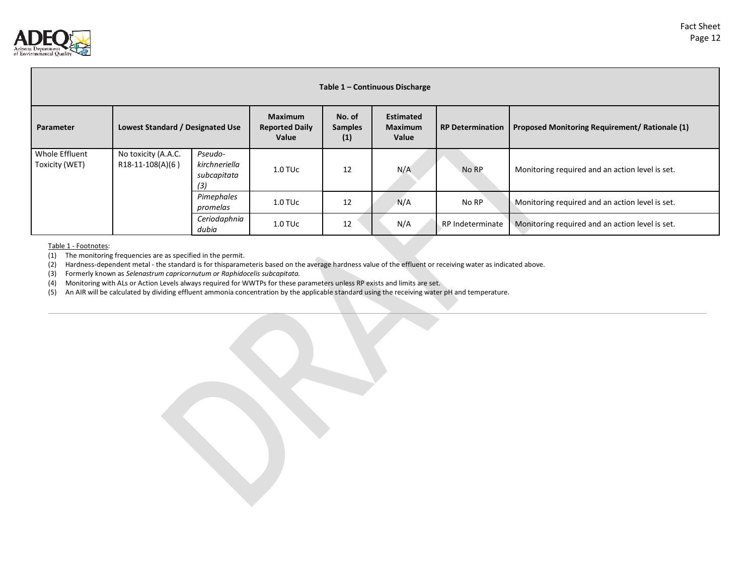| Table 1 – Continuous Discharge | | | | | | | |
|---|---|---|---|---|---|---|---|
| **Parameter** | **Lowest Standard / Designated Use** | | **Maximum Reported Daily Value** | **No. of Samples (1)** | **Estimated Maximum Value** | **RP Determination** | **Proposed Monitoring Requirement/ Rationale (1)** |
| Whole Effluent Toxicity (WET) | No toxicity (A.A.C. R18-11-108(A)(6 ) | *Pseudo-kirchneriella subcapitata (3)* | 1.0 TUc | 12 | N/A | No RP | Monitoring required and an action level is set. |
| | | *Pimephales promelas* | 1.0 TUc | 12 | N/A | No RP | Monitoring required and an action level is set. |
| | | *Ceriodaphnia dubia* | 1.0 TUc | 12 | N/A | RP Indeterminate | Monitoring required and an action level is set. |

Table 1 - Footnotes:

(1) The monitoring frequencies are as specified in the permit.
(2) Hardness-dependent metal - the standard is for thisparameteris based on the average hardness value of the effluent or receiving water as indicated above.
(3) Formerly known as *Selenastrum capricornutum or Raphidocelis subcapitata.*
(4) Monitoring with ALs or Action Levels always required for WWTPs for these parameters unless RP exists and limits are set.
(5) An AIR will be calculated by dividing effluent ammonia concentration by the applicable standard using the receiving water pH and temperature.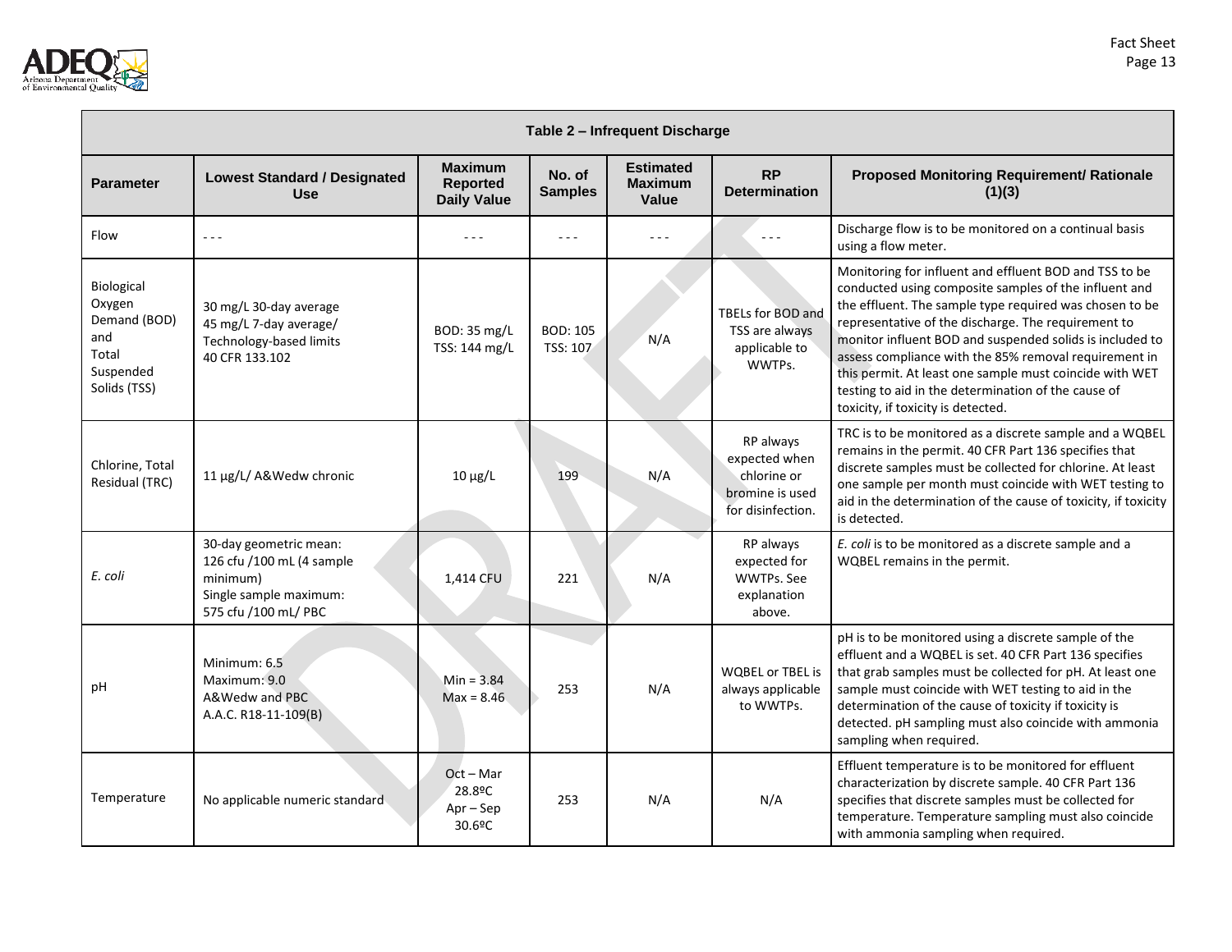| Table 2 – Infrequent Discharge | | | | | | |
|---|---|---|---|---|---|---|
| **Parameter** | **Lowest Standard / Designated Use** | **Maximum Reported Daily Value** | **No. of Samples** | **Estimated Maximum Value** | **RP Determination** | **Proposed Monitoring Requirement/ Rationale (1)(3)** |
| Flow | - - - | - - - | - - - | - - - | - - - | Discharge flow is to be monitored on a continual basis using a flow meter. |
| Biological Oxygen Demand (BOD) and Total Suspended Solids (TSS) | 30 mg/L 30-day average<br>45 mg/L 7-day average/<br>Technology-based limits<br>40 CFR 133.102 | BOD: 35 mg/L<br>TSS: 144 mg/L | BOD: 105<br>TSS: 107 | N/A | TBELs for BOD and TSS are always applicable to WWTPs. | Monitoring for influent and effluent BOD and TSS to be conducted using composite samples of the influent and the effluent. The sample type required was chosen to be representative of the discharge. The requirement to monitor influent BOD and suspended solids is included to assess compliance with the 85% removal requirement in this permit. At least one sample must coincide with WET testing to aid in the determination of the cause of toxicity, if toxicity is detected. |
| Chlorine, Total Residual (TRC) | 11 µg/L/ A&Wedw chronic | 10 µg/L | 199 | N/A | RP always expected when chlorine or bromine is used for disinfection. | TRC is to be monitored as a discrete sample and a WQBEL remains in the permit. 40 CFR Part 136 specifies that discrete samples must be collected for chlorine. At least one sample per month must coincide with WET testing to aid in the determination of the cause of toxicity, if toxicity is detected. |
| *E. coli* | 30-day geometric mean:<br>126 cfu /100 mL (4 sample minimum)<br>Single sample maximum:<br>575 cfu /100 mL/ PBC | 1,414 CFU | 221 | N/A | RP always expected for WWTPs. See explanation above. | *E. coli* is to be monitored as a discrete sample and a WQBEL remains in the permit. |
| pH | Minimum: 6.5<br>Maximum: 9.0<br>A&Wedw and PBC<br>A.A.C. R18-11-109(B) | Min = 3.84<br>Max = 8.46 | 253 | N/A | WQBEL or TBEL is always applicable to WWTPs. | pH is to be monitored using a discrete sample of the effluent and a WQBEL is set. 40 CFR Part 136 specifies that grab samples must be collected for pH. At least one sample must coincide with WET testing to aid in the determination of the cause of toxicity if toxicity is detected. pH sampling must also coincide with ammonia sampling when required. |
| Temperature | No applicable numeric standard | Oct – Mar<br>28.8ºC<br>Apr – Sep<br>30.6ºC | 253 | N/A | N/A | Effluent temperature is to be monitored for effluent characterization by discrete sample. 40 CFR Part 136 specifies that discrete samples must be collected for temperature. Temperature sampling must also coincide with ammonia sampling when required. |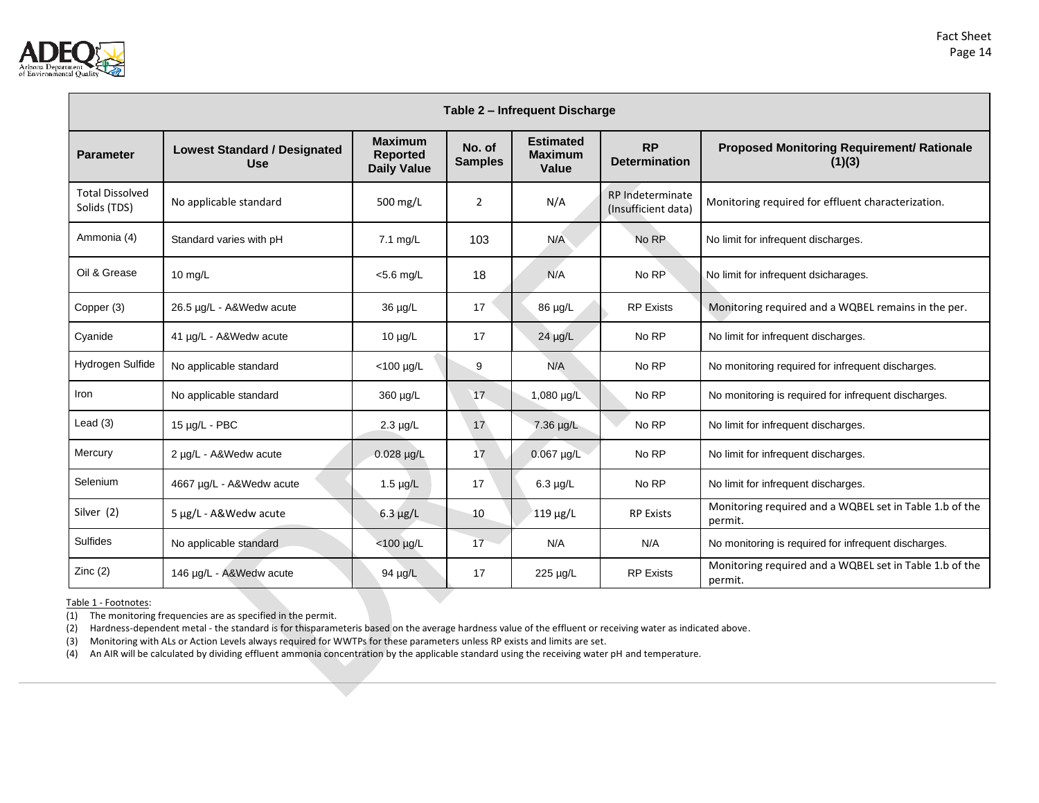| Table 2 – Infrequent Discharge | | | | | | |
|---|---|---|---|---|---|---|
| **Parameter** | **Lowest Standard / Designated Use** | **Maximum Reported Daily Value** | **No. of Samples** | **Estimated Maximum Value** | **RP Determination** | **Proposed Monitoring Requirement/ Rationale (1)(3)** |
| Total Dissolved Solids (TDS) | No applicable standard | 500 mg/L | 2 | N/A | RP Indeterminate (Insufficient data) | Monitoring required for effluent characterization. |
| Ammonia (4) | Standard varies with pH | 7.1 mg/L | 103 | N/A | No RP | No limit for infrequent discharges. |
| Oil & Grease | 10 mg/L | <5.6 mg/L | 18 | N/A | No RP | No limit for infrequent dsicharages. |
| Copper (3) | 26.5 µg/L - A&Wedw acute | 36 µg/L | 17 | 86 µg/L | RP Exists | Monitoring required and a WQBEL remains in the per. |
| Cyanide | 41 µg/L - A&Wedw acute | 10 µg/L | 17 | 24 µg/L | No RP | No limit for infrequent discharges. |
| Hydrogen Sulfide | No applicable standard | <100 µg/L | 9 | N/A | No RP | No monitoring required for infrequent discharges. |
| Iron | No applicable standard | 360 µg/L | 17 | 1,080 µg/L | No RP | No monitoring is required for infrequent discharges. |
| Lead (3) | 15 µg/L - PBC | 2.3 µg/L | 17 | 7.36 µg/L | No RP | No limit for infrequent discharges. |
| Mercury | 2 µg/L - A&Wedw acute | 0.028 µg/L | 17 | 0.067 µg/L | No RP | No limit for infrequent discharges. |
| Selenium | 4667 µg/L - A&Wedw acute | 1.5 µg/L | 17 | 6.3 µg/L | No RP | No limit for infrequent discharges. |
| Silver (2) | 5 µg/L - A&Wedw acute | 6.3 µg/L | 10 | 119 µg/L | RP Exists | Monitoring required and a WQBEL set in Table 1.b of the permit. |
| Sulfides | No applicable standard | <100 µg/L | 17 | N/A | N/A | No monitoring is required for infrequent discharges. |
| Zinc (2) | 146 µg/L - A&Wedw acute | 94 µg/L | 17 | 225 µg/L | RP Exists | Monitoring required and a WQBEL set in Table 1.b of the permit. |

Table 1 - Footnotes:

(1) The monitoring frequencies are as specified in the permit.
(2) Hardness-dependent metal - the standard is for thisparameteris based on the average hardness value of the effluent or receiving water as indicated above.
(3) Monitoring with ALs or Action Levels always required for WWTPs for these parameters unless RP exists and limits are set.
(4) An AIR will be calculated by dividing effluent ammonia concentration by the applicable standard using the receiving water pH and temperature.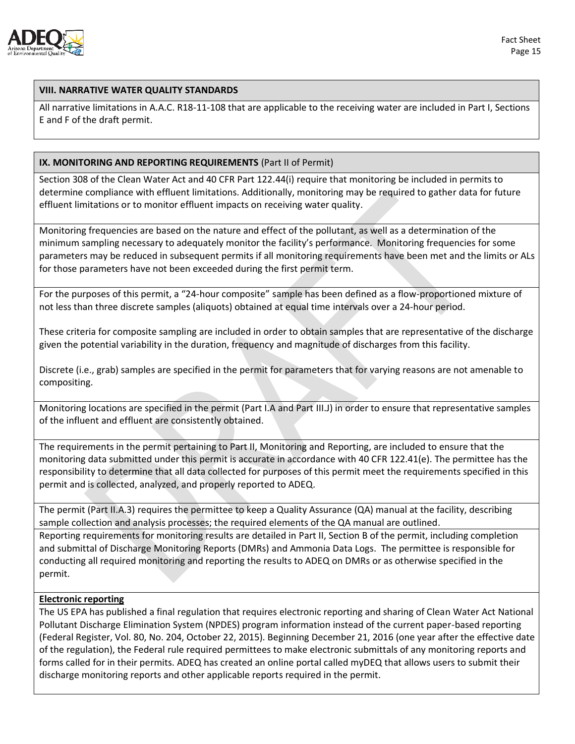## VIII. NARRATIVE WATER QUALITY STANDARDS

All narrative limitations in A.A.C. R18-11-108 that are applicable to the receiving water are included in Part I, Sections E and F of the draft permit.

## IX. MONITORING AND REPORTING REQUIREMENTS (Part II of Permit)

Section 308 of the Clean Water Act and 40 CFR Part 122.44(i) require that monitoring be included in permits to determine compliance with effluent limitations. Additionally, monitoring may be required to gather data for future effluent limitations or to monitor effluent impacts on receiving water quality.

Monitoring frequencies are based on the nature and effect of the pollutant, as well as a determination of the minimum sampling necessary to adequately monitor the facility's performance. Monitoring frequencies for some parameters may be reduced in subsequent permits if all monitoring requirements have been met and the limits or ALs for those parameters have not been exceeded during the first permit term.

For the purposes of this permit, a "24-hour composite" sample has been defined as a flow-proportioned mixture of not less than three discrete samples (aliquots) obtained at equal time intervals over a 24-hour period.

These criteria for composite sampling are included in order to obtain samples that are representative of the discharge given the potential variability in the duration, frequency and magnitude of discharges from this facility.

Discrete (i.e., grab) samples are specified in the permit for parameters that for varying reasons are not amenable to compositing.

Monitoring locations are specified in the permit (Part I.A and Part III.J) in order to ensure that representative samples of the influent and effluent are consistently obtained.

The requirements in the permit pertaining to Part II, Monitoring and Reporting, are included to ensure that the monitoring data submitted under this permit is accurate in accordance with 40 CFR 122.41(e). The permittee has the responsibility to determine that all data collected for purposes of this permit meet the requirements specified in this permit and is collected, analyzed, and properly reported to ADEQ.

The permit (Part II.A.3) requires the permittee to keep a Quality Assurance (QA) manual at the facility, describing sample collection and analysis processes; the required elements of the QA manual are outlined.

Reporting requirements for monitoring results are detailed in Part II, Section B of the permit, including completion and submittal of Discharge Monitoring Reports (DMRs) and Ammonia Data Logs. The permittee is responsible for conducting all required monitoring and reporting the results to ADEQ on DMRs or as otherwise specified in the permit.

**Electronic reporting**

The US EPA has published a final regulation that requires electronic reporting and sharing of Clean Water Act National Pollutant Discharge Elimination System (NPDES) program information instead of the current paper-based reporting (Federal Register, Vol. 80, No. 204, October 22, 2015). Beginning December 21, 2016 (one year after the effective date of the regulation), the Federal rule required permittees to make electronic submittals of any monitoring reports and forms called for in their permits. ADEQ has created an online portal called myDEQ that allows users to submit their discharge monitoring reports and other applicable reports required in the permit.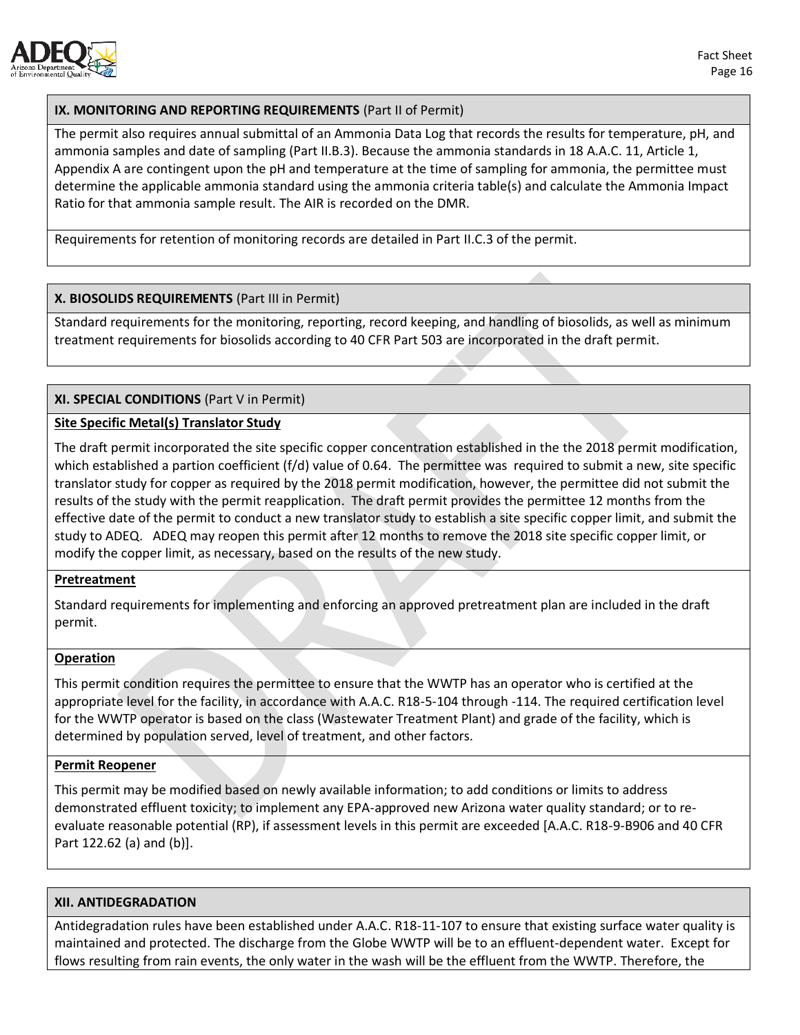## IX. MONITORING AND REPORTING REQUIREMENTS (Part II of Permit)

The permit also requires annual submittal of an Ammonia Data Log that records the results for temperature, pH, and ammonia samples and date of sampling (Part II.B.3). Because the ammonia standards in 18 A.A.C. 11, Article 1, Appendix A are contingent upon the pH and temperature at the time of sampling for ammonia, the permittee must determine the applicable ammonia standard using the ammonia criteria table(s) and calculate the Ammonia Impact Ratio for that ammonia sample result. The AIR is recorded on the DMR.

Requirements for retention of monitoring records are detailed in Part II.C.3 of the permit.

## X. BIOSOLIDS REQUIREMENTS (Part III in Permit)

Standard requirements for the monitoring, reporting, record keeping, and handling of biosolids, as well as minimum treatment requirements for biosolids according to 40 CFR Part 503 are incorporated in the draft permit.

## XI. SPECIAL CONDITIONS (Part V in Permit)

**Site Specific Metal(s) Translator Study**

The draft permit incorporated the site specific copper concentration established in the the 2018 permit modification, which established a partion coefficient (f/d) value of 0.64. The permittee was required to submit a new, site specific translator study for copper as required by the 2018 permit modification, however, the permittee did not submit the results of the study with the permit reapplication. The draft permit provides the permittee 12 months from the effective date of the permit to conduct a new translator study to establish a site specific copper limit, and submit the study to ADEQ. ADEQ may reopen this permit after 12 months to remove the 2018 site specific copper limit, or modify the copper limit, as necessary, based on the results of the new study.

**Pretreatment**

Standard requirements for implementing and enforcing an approved pretreatment plan are included in the draft permit.

**Operation**

This permit condition requires the permittee to ensure that the WWTP has an operator who is certified at the appropriate level for the facility, in accordance with A.A.C. R18-5-104 through -114. The required certification level for the WWTP operator is based on the class (Wastewater Treatment Plant) and grade of the facility, which is determined by population served, level of treatment, and other factors.

**Permit Reopener**

This permit may be modified based on newly available information; to add conditions or limits to address demonstrated effluent toxicity; to implement any EPA-approved new Arizona water quality standard; or to re-evaluate reasonable potential (RP), if assessment levels in this permit are exceeded [A.A.C. R18-9-B906 and 40 CFR Part 122.62 (a) and (b)].

## XII. ANTIDEGRADATION

Antidegradation rules have been established under A.A.C. R18-11-107 to ensure that existing surface water quality is maintained and protected. The discharge from the Globe WWTP will be to an effluent-dependent water. Except for flows resulting from rain events, the only water in the wash will be the effluent from the WWTP. Therefore, the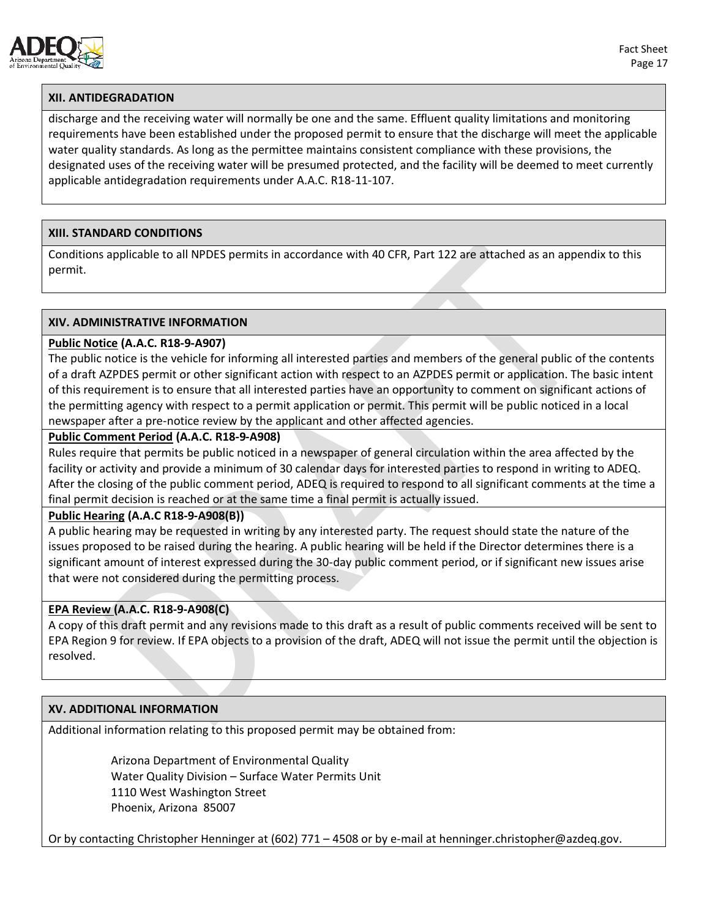## XII. ANTIDEGRADATION

discharge and the receiving water will normally be one and the same. Effluent quality limitations and monitoring requirements have been established under the proposed permit to ensure that the discharge will meet the applicable water quality standards. As long as the permittee maintains consistent compliance with these provisions, the designated uses of the receiving water will be presumed protected, and the facility will be deemed to meet currently applicable antidegradation requirements under A.A.C. R18-11-107.

## XIII. STANDARD CONDITIONS

Conditions applicable to all NPDES permits in accordance with 40 CFR, Part 122 are attached as an appendix to this permit.

## XIV. ADMINISTRATIVE INFORMATION

**Public Notice (A.A.C. R18-9-A907)**

The public notice is the vehicle for informing all interested parties and members of the general public of the contents of a draft AZPDES permit or other significant action with respect to an AZPDES permit or application. The basic intent of this requirement is to ensure that all interested parties have an opportunity to comment on significant actions of the permitting agency with respect to a permit application or permit. This permit will be public noticed in a local newspaper after a pre-notice review by the applicant and other affected agencies.

**Public Comment Period (A.A.C. R18-9-A908)**

Rules require that permits be public noticed in a newspaper of general circulation within the area affected by the facility or activity and provide a minimum of 30 calendar days for interested parties to respond in writing to ADEQ. After the closing of the public comment period, ADEQ is required to respond to all significant comments at the time a final permit decision is reached or at the same time a final permit is actually issued.

**Public Hearing (A.A.C R18-9-A908(B))**

A public hearing may be requested in writing by any interested party. The request should state the nature of the issues proposed to be raised during the hearing. A public hearing will be held if the Director determines there is a significant amount of interest expressed during the 30-day public comment period, or if significant new issues arise that were not considered during the permitting process.

**EPA Review (A.A.C. R18-9-A908(C)**

A copy of this draft permit and any revisions made to this draft as a result of public comments received will be sent to EPA Region 9 for review. If EPA objects to a provision of the draft, ADEQ will not issue the permit until the objection is resolved.

## XV. ADDITIONAL INFORMATION

Additional information relating to this proposed permit may be obtained from:

Arizona Department of Environmental Quality
Water Quality Division – Surface Water Permits Unit
1110 West Washington Street
Phoenix, Arizona 85007

Or by contacting Christopher Henninger at (602) 771 – 4508 or by e-mail at henninger.christopher@azdeq.gov.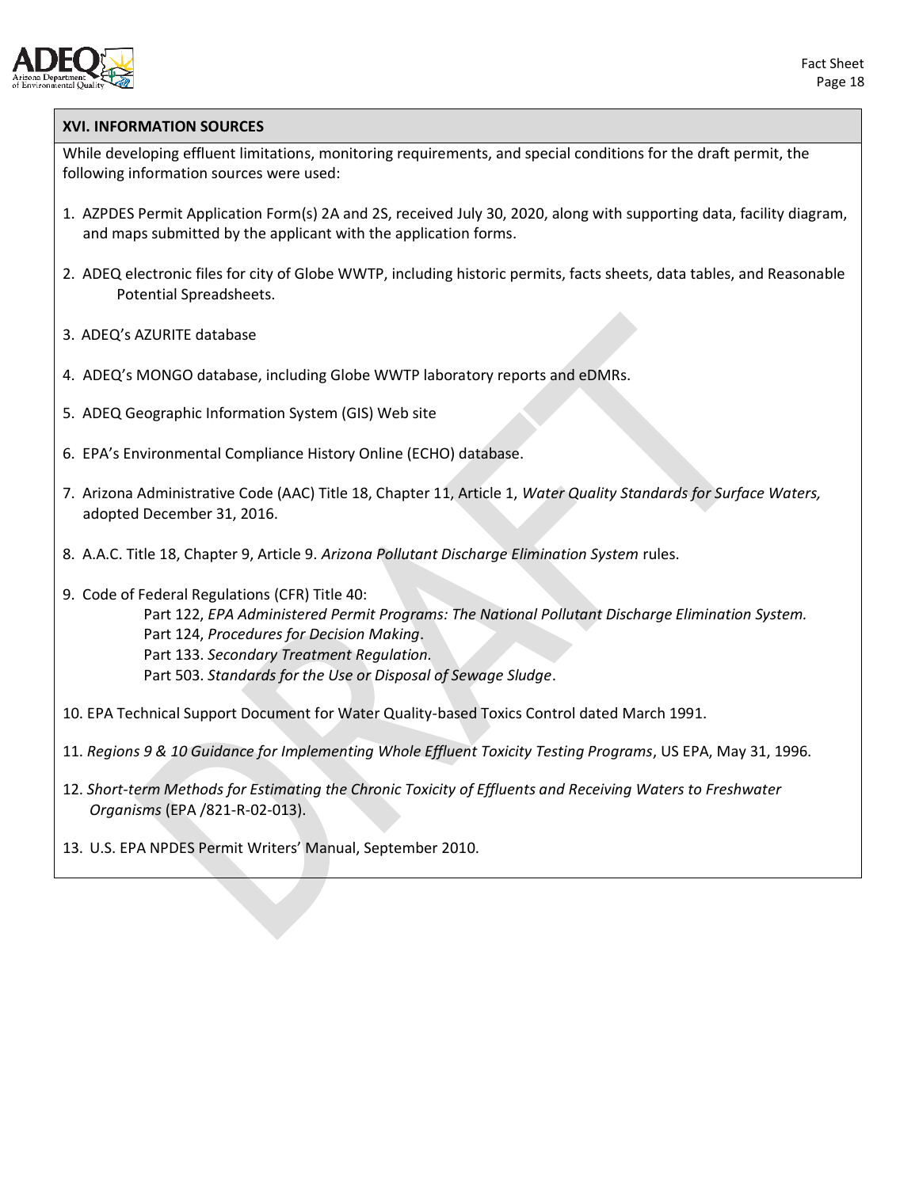## XVI. INFORMATION SOURCES

While developing effluent limitations, monitoring requirements, and special conditions for the draft permit, the following information sources were used:

1. AZPDES Permit Application Form(s) 2A and 2S, received July 30, 2020, along with supporting data, facility diagram, and maps submitted by the applicant with the application forms.

2. ADEQ electronic files for city of Globe WWTP, including historic permits, facts sheets, data tables, and Reasonable Potential Spreadsheets.

3. ADEQ's AZURITE database

4. ADEQ's MONGO database, including Globe WWTP laboratory reports and eDMRs.

5. ADEQ Geographic Information System (GIS) Web site

6. EPA's Environmental Compliance History Online (ECHO) database.

7. Arizona Administrative Code (AAC) Title 18, Chapter 11, Article 1, *Water Quality Standards for Surface Waters,* adopted December 31, 2016.

8. A.A.C. Title 18, Chapter 9, Article 9. *Arizona Pollutant Discharge Elimination System* rules.

9. Code of Federal Regulations (CFR) Title 40:
   - Part 122, *EPA Administered Permit Programs: The National Pollutant Discharge Elimination System.*
   - Part 124, *Procedures for Decision Making*.
   - Part 133. *Secondary Treatment Regulation.*
   - Part 503. *Standards for the Use or Disposal of Sewage Sludge*.

10. EPA Technical Support Document for Water Quality-based Toxics Control dated March 1991.

11. *Regions 9 & 10 Guidance for Implementing Whole Effluent Toxicity Testing Programs*, US EPA, May 31, 1996.

12. *Short-term Methods for Estimating the Chronic Toxicity of Effluents and Receiving Waters to Freshwater Organisms* (EPA /821-R-02-013).

13. U.S. EPA NPDES Permit Writers' Manual, September 2010.